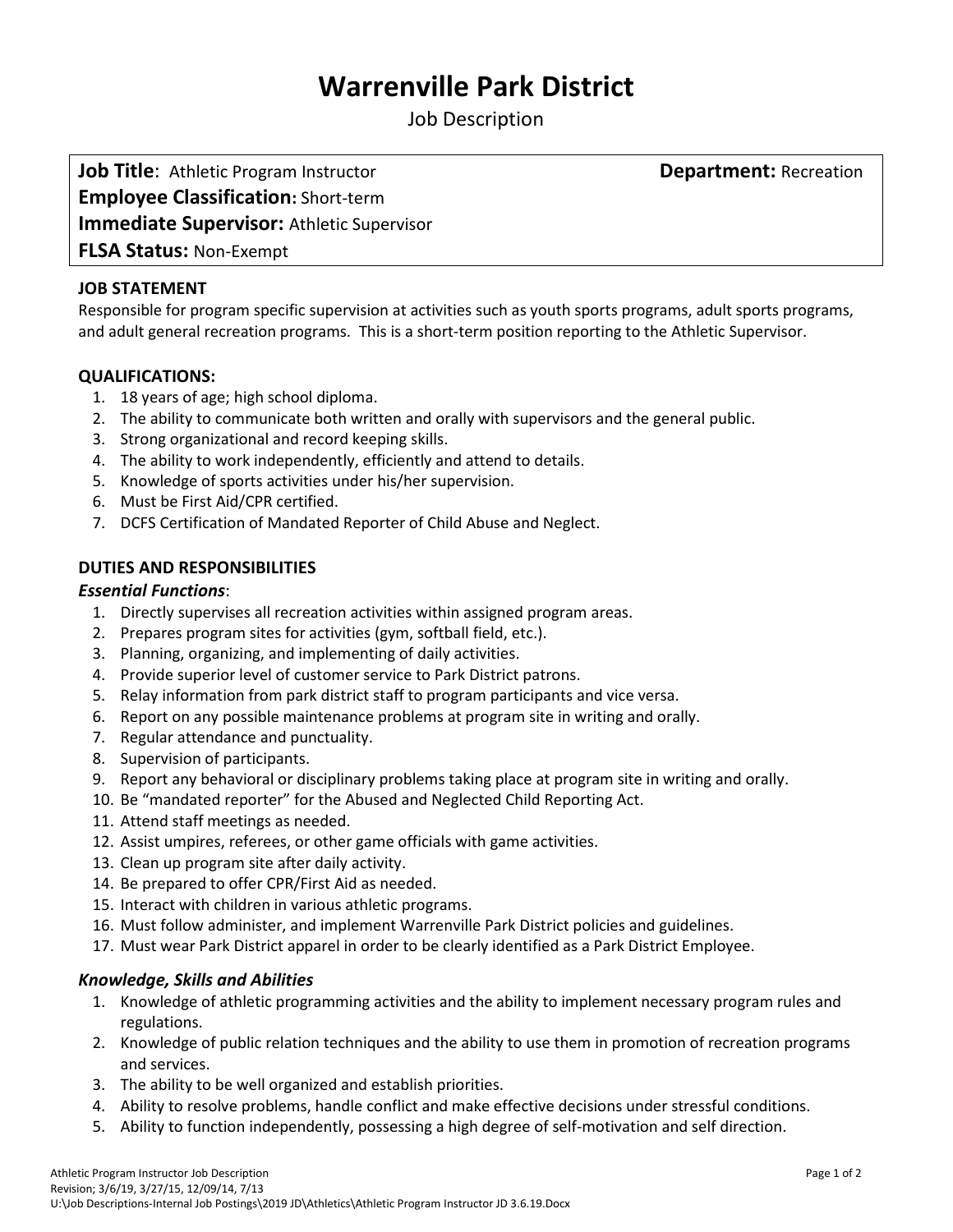# Warrenville Park District

Job Description

**Job Title**: Athletic Program Instructor **Department:** Recreation
**Employee Classification:** Short-term
**Immediate Supervisor:** Athletic Supervisor
**FLSA Status:** Non-Exempt

## JOB STATEMENT

Responsible for program specific supervision at activities such as youth sports programs, adult sports programs, and adult general recreation programs. This is a short-term position reporting to the Athletic Supervisor.

## QUALIFICATIONS:

1. 18 years of age; high school diploma.
2. The ability to communicate both written and orally with supervisors and the general public.
3. Strong organizational and record keeping skills.
4. The ability to work independently, efficiently and attend to details.
5. Knowledge of sports activities under his/her supervision.
6. Must be First Aid/CPR certified.
7. DCFS Certification of Mandated Reporter of Child Abuse and Neglect.

## DUTIES AND RESPONSIBILITIES

### *Essential Functions*:

1. Directly supervises all recreation activities within assigned program areas.
2. Prepares program sites for activities (gym, softball field, etc.).
3. Planning, organizing, and implementing of daily activities.
4. Provide superior level of customer service to Park District patrons.
5. Relay information from park district staff to program participants and vice versa.
6. Report on any possible maintenance problems at program site in writing and orally.
7. Regular attendance and punctuality.
8. Supervision of participants.
9. Report any behavioral or disciplinary problems taking place at program site in writing and orally.
10. Be "mandated reporter" for the Abused and Neglected Child Reporting Act.
11. Attend staff meetings as needed.
12. Assist umpires, referees, or other game officials with game activities.
13. Clean up program site after daily activity.
14. Be prepared to offer CPR/First Aid as needed.
15. Interact with children in various athletic programs.
16. Must follow administer, and implement Warrenville Park District policies and guidelines.
17. Must wear Park District apparel in order to be clearly identified as a Park District Employee.

### *Knowledge, Skills and Abilities*

1. Knowledge of athletic programming activities and the ability to implement necessary program rules and regulations.
2. Knowledge of public relation techniques and the ability to use them in promotion of recreation programs and services.
3. The ability to be well organized and establish priorities.
4. Ability to resolve problems, handle conflict and make effective decisions under stressful conditions.
5. Ability to function independently, possessing a high degree of self-motivation and self direction.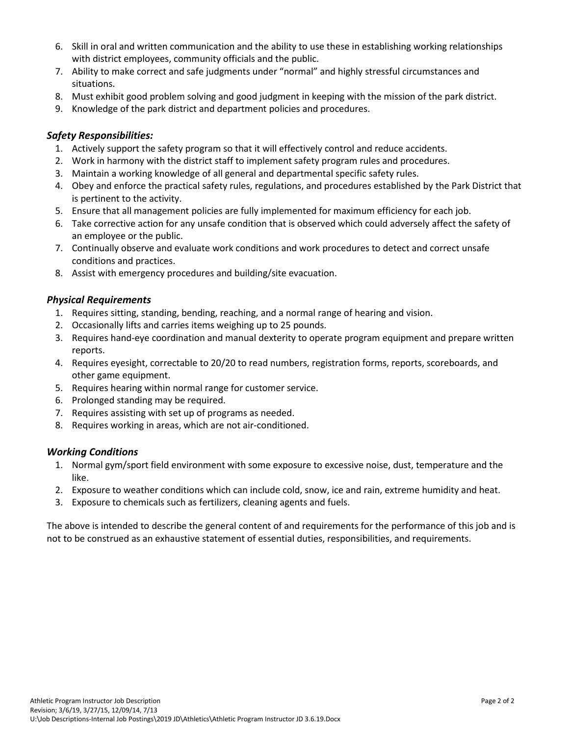6. Skill in oral and written communication and the ability to use these in establishing working relationships with district employees, community officials and the public.
7. Ability to make correct and safe judgments under "normal" and highly stressful circumstances and situations.
8. Must exhibit good problem solving and good judgment in keeping with the mission of the park district.
9. Knowledge of the park district and department policies and procedures.

### *Safety Responsibilities:*

1. Actively support the safety program so that it will effectively control and reduce accidents.
2. Work in harmony with the district staff to implement safety program rules and procedures.
3. Maintain a working knowledge of all general and departmental specific safety rules.
4. Obey and enforce the practical safety rules, regulations, and procedures established by the Park District that is pertinent to the activity.
5. Ensure that all management policies are fully implemented for maximum efficiency for each job.
6. Take corrective action for any unsafe condition that is observed which could adversely affect the safety of an employee or the public.
7. Continually observe and evaluate work conditions and work procedures to detect and correct unsafe conditions and practices.
8. Assist with emergency procedures and building/site evacuation.

### *Physical Requirements*

1. Requires sitting, standing, bending, reaching, and a normal range of hearing and vision.
2. Occasionally lifts and carries items weighing up to 25 pounds.
3. Requires hand-eye coordination and manual dexterity to operate program equipment and prepare written reports.
4. Requires eyesight, correctable to 20/20 to read numbers, registration forms, reports, scoreboards, and other game equipment.
5. Requires hearing within normal range for customer service.
6. Prolonged standing may be required.
7. Requires assisting with set up of programs as needed.
8. Requires working in areas, which are not air-conditioned.

### *Working Conditions*

1. Normal gym/sport field environment with some exposure to excessive noise, dust, temperature and the like.
2. Exposure to weather conditions which can include cold, snow, ice and rain, extreme humidity and heat.
3. Exposure to chemicals such as fertilizers, cleaning agents and fuels.

The above is intended to describe the general content of and requirements for the performance of this job and is not to be construed as an exhaustive statement of essential duties, responsibilities, and requirements.